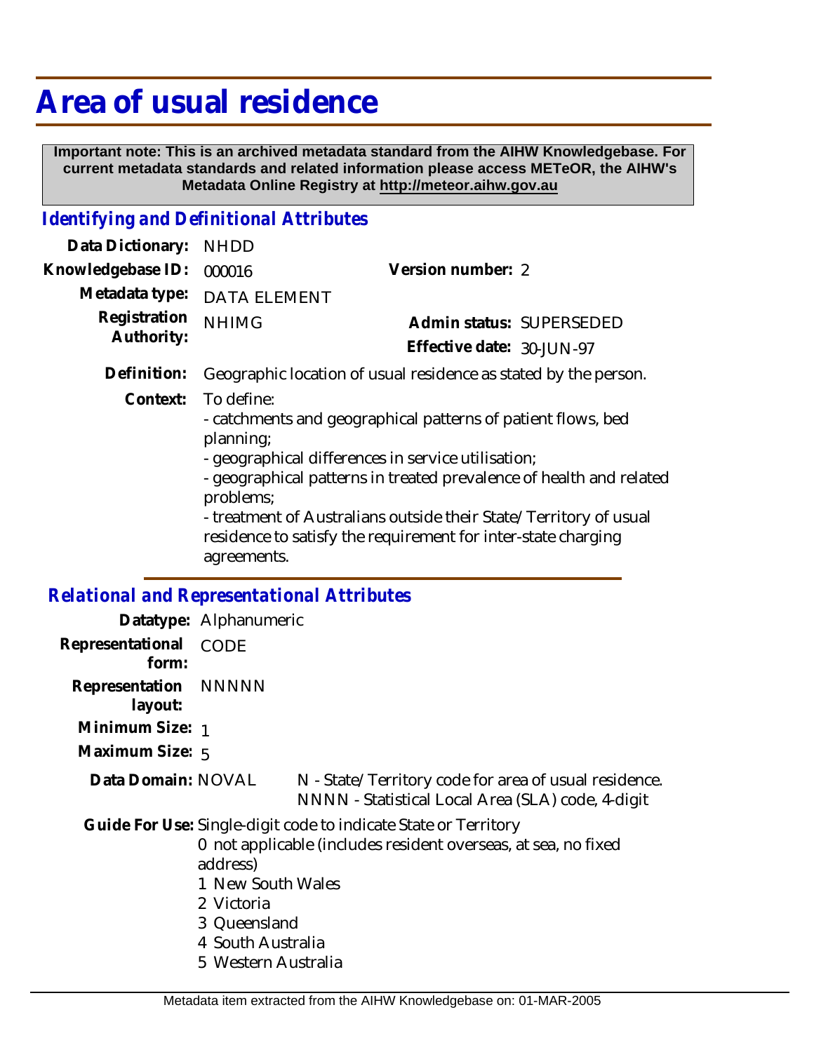# Area of usual residence

**Important note: This is an archived metadata standard from the AIHW Knowledgebase. For current metadata standards and related information please access METeOR, the AIHW's Metadata Online Registry at http://meteor.aihw.gov.au**

## *Identifying and Definitional Attributes*

**Data Dictionary:** NHDD

**Knowledgebase ID:** 000016

**Version number:** 2

**Metadata type:** DATA ELEMENT

**Registration Authority:** NHIMG

**Admin status:** SUPERSEDED

**Effective date:** 30-JUN-97

**Definition:** Geographic location of usual residence as stated by the person.

**Context:** To define:
- catchments and geographical patterns of patient flows, bed planning;
- geographical differences in service utilisation;
- geographical patterns in treated prevalence of health and related problems;
- treatment of Australians outside their State/Territory of usual residence to satisfy the requirement for inter-state charging agreements.

## *Relational and Representational Attributes*

**Datatype:** Alphanumeric

**Representational form:** CODE

**Representation layout:** NNNNN

**Minimum Size:** 1

**Maximum Size:** 5

**Data Domain:** NOVAL

N - State/Territory code for area of usual residence.
NNNN - Statistical Local Area (SLA) code, 4-digit

**Guide For Use:** Single-digit code to indicate State or Territory

0 not applicable (includes resident overseas, at sea, no fixed address)
1 New South Wales
2 Victoria
3 Queensland
4 South Australia
5 Western Australia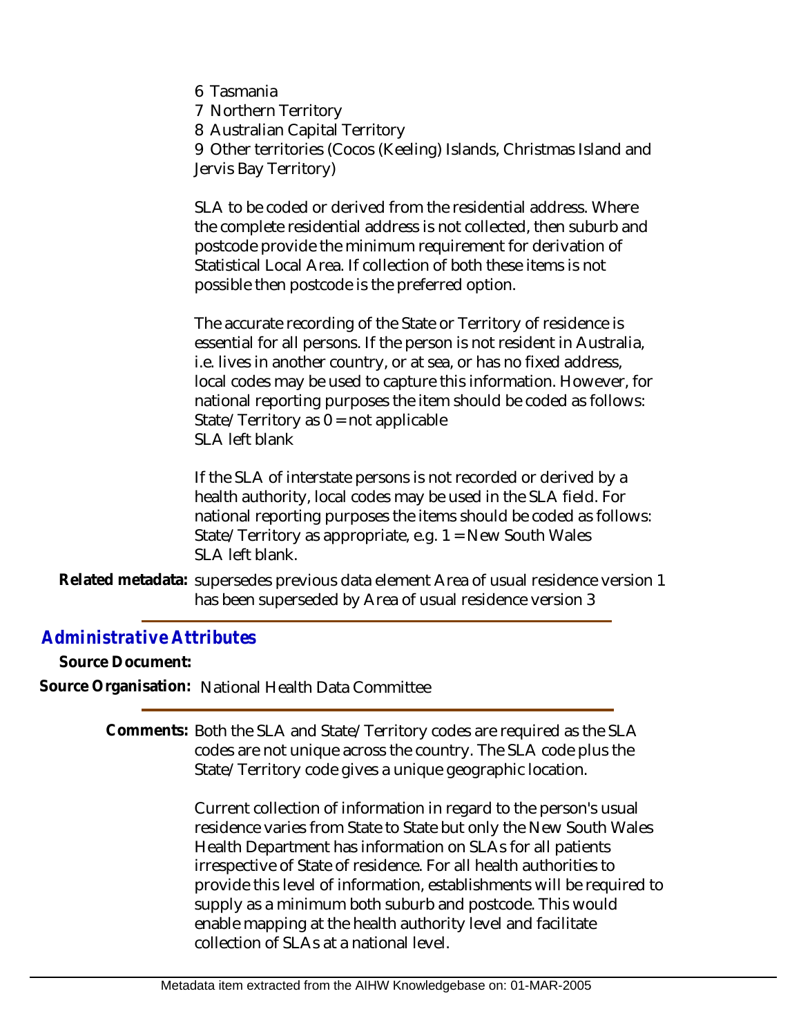6 Tasmania
7 Northern Territory
8 Australian Capital Territory
9 Other territories (Cocos (Keeling) Islands, Christmas Island and Jervis Bay Territory)

SLA to be coded or derived from the residential address. Where the complete residential address is not collected, then suburb and postcode provide the minimum requirement for derivation of Statistical Local Area. If collection of both these items is not possible then postcode is the preferred option.

The accurate recording of the State or Territory of residence is essential for all persons. If the person is not resident in Australia, i.e. lives in another country, or at sea, or has no fixed address, local codes may be used to capture this information. However, for national reporting purposes the item should be coded as follows:
State/Territory as 0 = not applicable
SLA left blank

If the SLA of interstate persons is not recorded or derived by a health authority, local codes may be used in the SLA field. For national reporting purposes the items should be coded as follows:
State/Territory as appropriate, e.g. 1 = New South Wales
SLA left blank.

**Related metadata:** supersedes previous data element Area of usual residence version 1
has been superseded by Area of usual residence version 3

## Administrative Attributes

**Source Document:**

**Source Organisation:** National Health Data Committee

**Comments:** Both the SLA and State/Territory codes are required as the SLA codes are not unique across the country. The SLA code plus the State/Territory code gives a unique geographic location.

Current collection of information in regard to the person's usual residence varies from State to State but only the New South Wales Health Department has information on SLAs for all patients irrespective of State of residence. For all health authorities to provide this level of information, establishments will be required to supply as a minimum both suburb and postcode. This would enable mapping at the health authority level and facilitate collection of SLAs at a national level.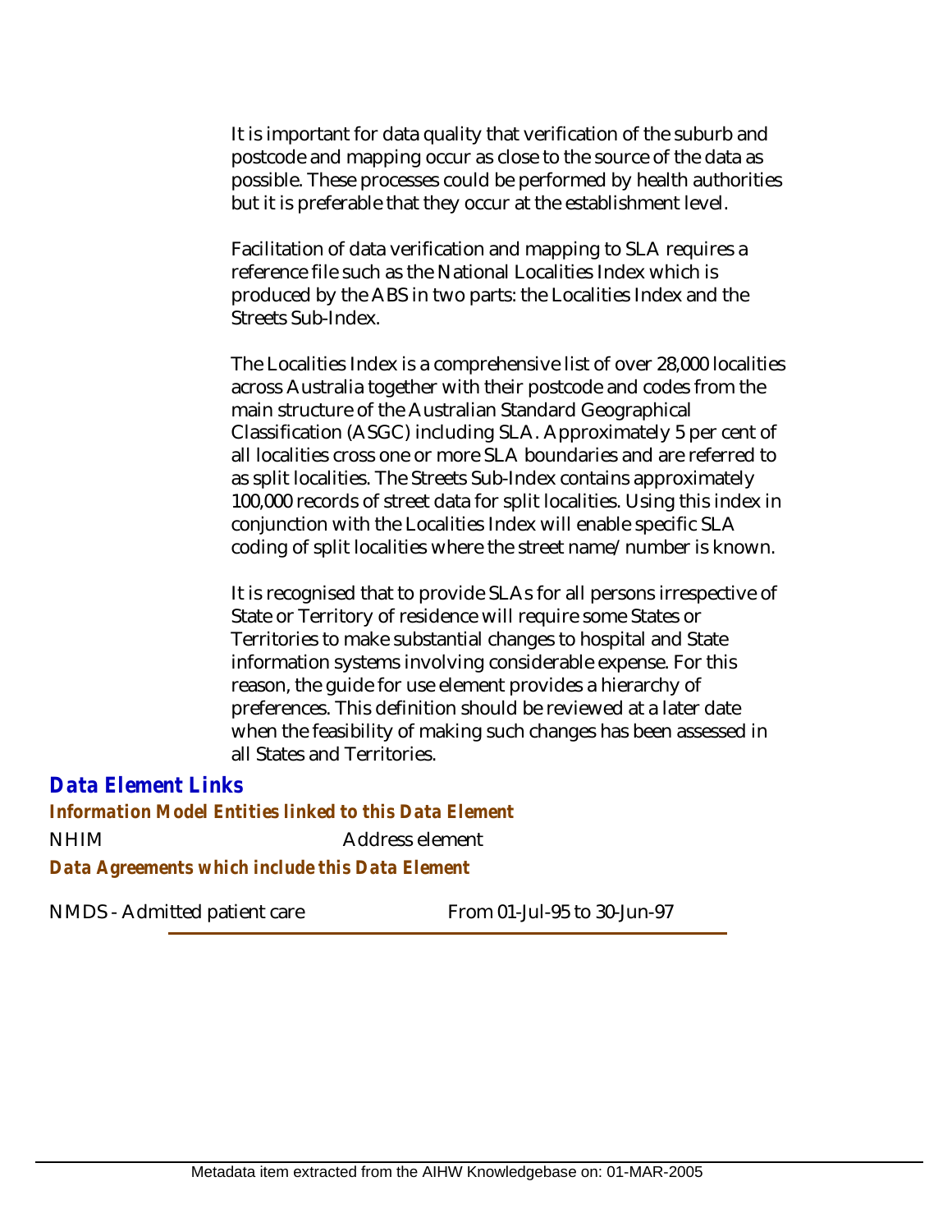It is important for data quality that verification of the suburb and postcode and mapping occur as close to the source of the data as possible. These processes could be performed by health authorities but it is preferable that they occur at the establishment level.

Facilitation of data verification and mapping to SLA requires a reference file such as the National Localities Index which is produced by the ABS in two parts: the Localities Index and the Streets Sub-Index.

The Localities Index is a comprehensive list of over 28,000 localities across Australia together with their postcode and codes from the main structure of the Australian Standard Geographical Classification (ASGC) including SLA. Approximately 5 per cent of all localities cross one or more SLA boundaries and are referred to as split localities. The Streets Sub-Index contains approximately 100,000 records of street data for split localities. Using this index in conjunction with the Localities Index will enable specific SLA coding of split localities where the street name/number is known.

It is recognised that to provide SLAs for all persons irrespective of State or Territory of residence will require some States or Territories to make substantial changes to hospital and State information systems involving considerable expense. For this reason, the guide for use element provides a hierarchy of preferences. This definition should be reviewed at a later date when the feasibility of making such changes has been assessed in all States and Territories.

## Data Element Links

### Information Model Entities linked to this Data Element

NHIM Address element

### Data Agreements which include this Data Element

NMDS - Admitted patient care From 01-Jul-95 to 30-Jun-97